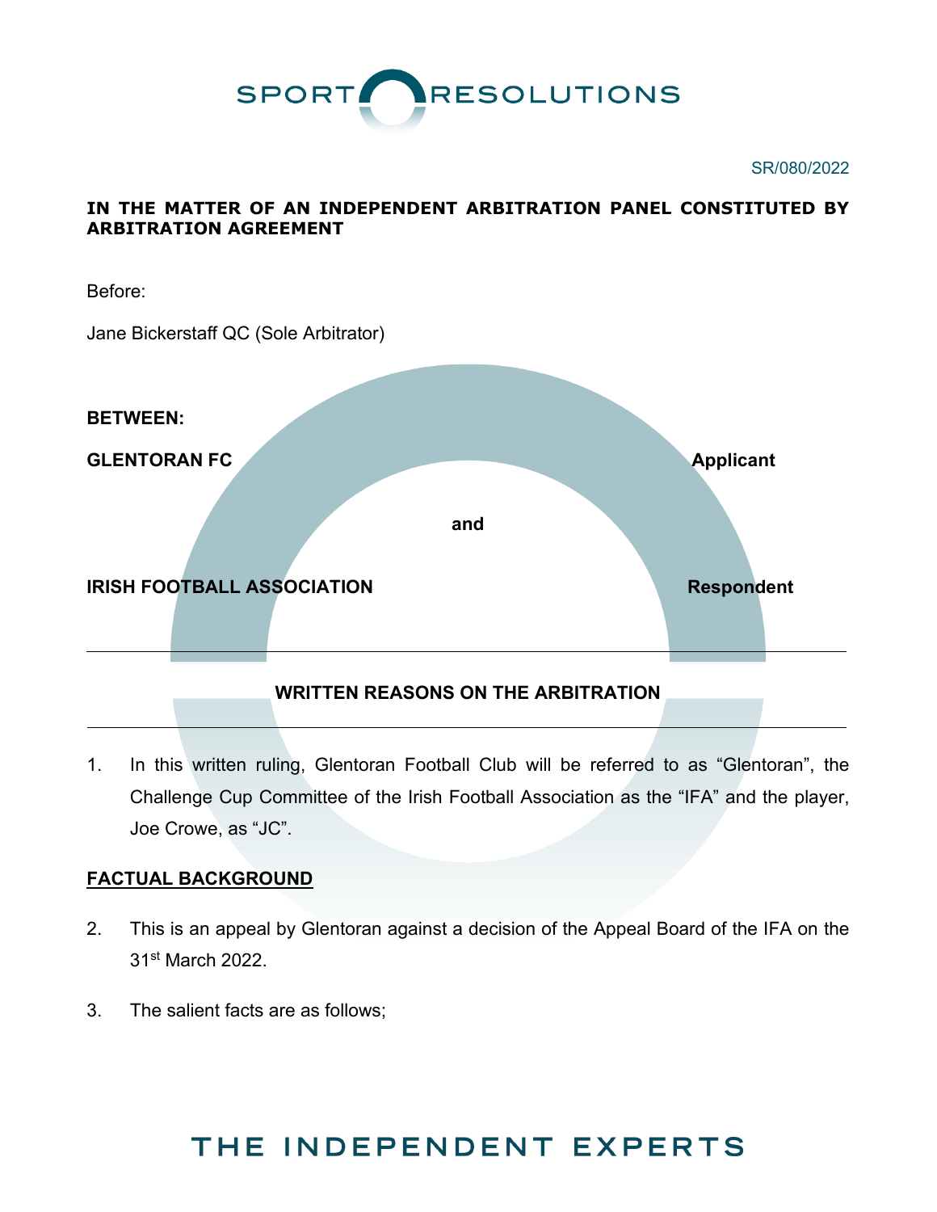SPORT RESOLUTIONS

SR/080/2022

**IN THE MATTER OF AN INDEPENDENT ARBITRATION PANEL CONSTITUTED BY ARBITRATION AGREEMENT**

Before:

Jane Bickerstaff QC (Sole Arbitrator)

**BETWEEN:**

**GLENTORAN FC** **Applicant**

**and**

**IRISH FOOTBALL ASSOCIATION** **Respondent**

---

**WRITTEN REASONS ON THE ARBITRATION**

---

1. In this written ruling, Glentoran Football Club will be referred to as "Glentoran", the Challenge Cup Committee of the Irish Football Association as the "IFA" and the player, Joe Crowe, as "JC".

**FACTUAL BACKGROUND**

2. This is an appeal by Glentoran against a decision of the Appeal Board of the IFA on the 31st March 2022.

3. The salient facts are as follows;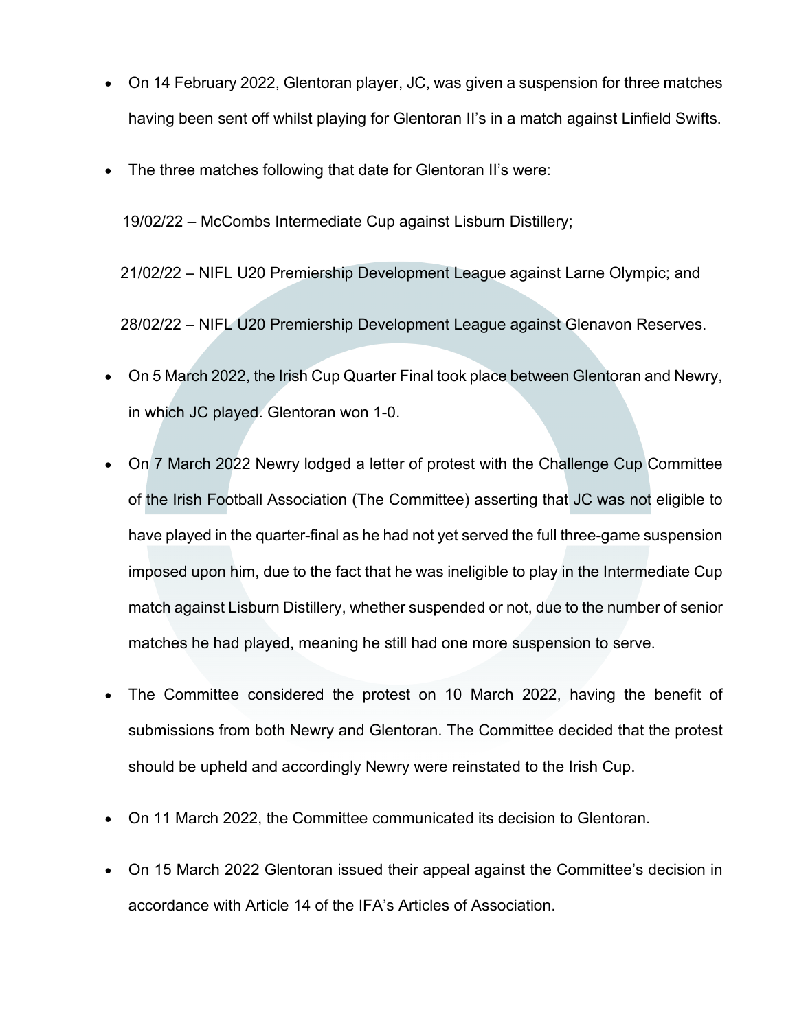- On 14 February 2022, Glentoran player, JC, was given a suspension for three matches having been sent off whilst playing for Glentoran II's in a match against Linfield Swifts.

- The three matches following that date for Glentoran II's were:

  19/02/22 – McCombs Intermediate Cup against Lisburn Distillery;

  21/02/22 – NIFL U20 Premiership Development League against Larne Olympic; and

  28/02/22 – NIFL U20 Premiership Development League against Glenavon Reserves.

- On 5 March 2022, the Irish Cup Quarter Final took place between Glentoran and Newry, in which JC played. Glentoran won 1-0.

- On 7 March 2022 Newry lodged a letter of protest with the Challenge Cup Committee of the Irish Football Association (The Committee) asserting that JC was not eligible to have played in the quarter-final as he had not yet served the full three-game suspension imposed upon him, due to the fact that he was ineligible to play in the Intermediate Cup match against Lisburn Distillery, whether suspended or not, due to the number of senior matches he had played, meaning he still had one more suspension to serve.

- The Committee considered the protest on 10 March 2022, having the benefit of submissions from both Newry and Glentoran. The Committee decided that the protest should be upheld and accordingly Newry were reinstated to the Irish Cup.

- On 11 March 2022, the Committee communicated its decision to Glentoran.

- On 15 March 2022 Glentoran issued their appeal against the Committee's decision in accordance with Article 14 of the IFA's Articles of Association.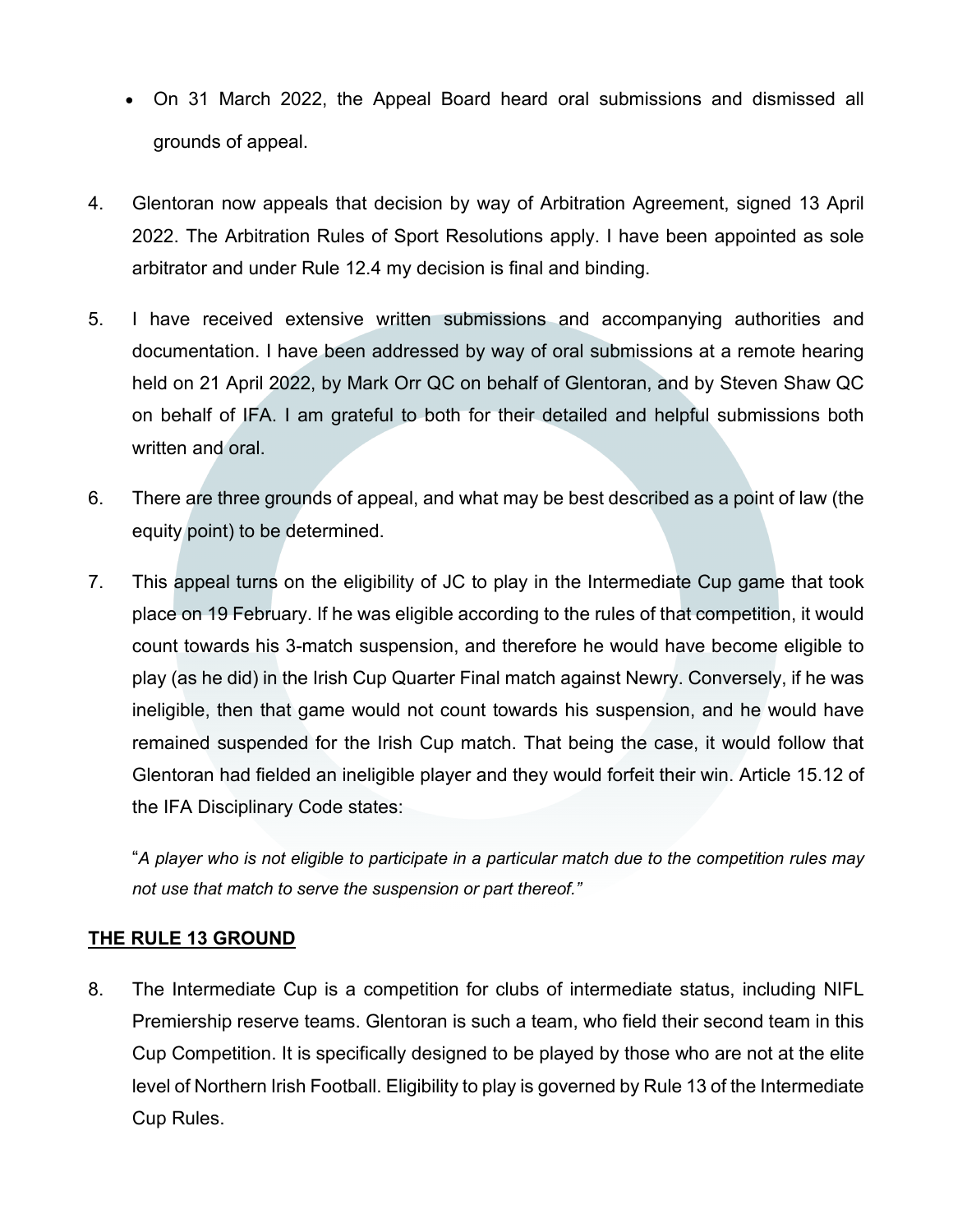- On 31 March 2022, the Appeal Board heard oral submissions and dismissed all grounds of appeal.

4. Glentoran now appeals that decision by way of Arbitration Agreement, signed 13 April 2022. The Arbitration Rules of Sport Resolutions apply. I have been appointed as sole arbitrator and under Rule 12.4 my decision is final and binding.

5. I have received extensive written submissions and accompanying authorities and documentation. I have been addressed by way of oral submissions at a remote hearing held on 21 April 2022, by Mark Orr QC on behalf of Glentoran, and by Steven Shaw QC on behalf of IFA. I am grateful to both for their detailed and helpful submissions both written and oral.

6. There are three grounds of appeal, and what may be best described as a point of law (the equity point) to be determined.

7. This appeal turns on the eligibility of JC to play in the Intermediate Cup game that took place on 19 February. If he was eligible according to the rules of that competition, it would count towards his 3-match suspension, and therefore he would have become eligible to play (as he did) in the Irish Cup Quarter Final match against Newry. Conversely, if he was ineligible, then that game would not count towards his suspension, and he would have remained suspended for the Irish Cup match. That being the case, it would follow that Glentoran had fielded an ineligible player and they would forfeit their win. Article 15.12 of the IFA Disciplinary Code states:

   "*A player who is not eligible to participate in a particular match due to the competition rules may not use that match to serve the suspension or part thereof.*"

## THE RULE 13 GROUND

8. The Intermediate Cup is a competition for clubs of intermediate status, including NIFL Premiership reserve teams. Glentoran is such a team, who field their second team in this Cup Competition. It is specifically designed to be played by those who are not at the elite level of Northern Irish Football. Eligibility to play is governed by Rule 13 of the Intermediate Cup Rules.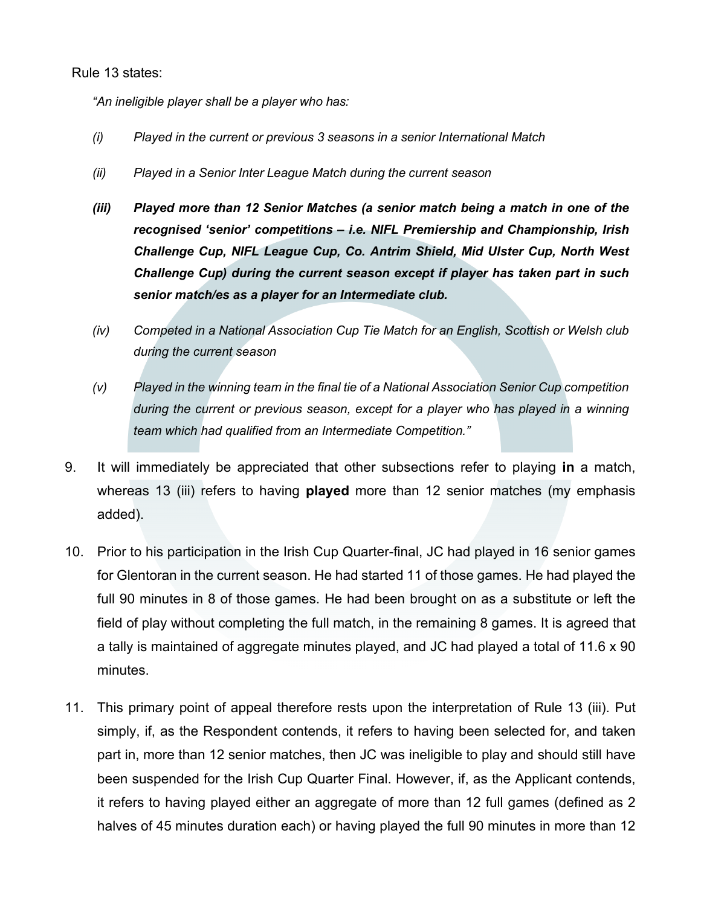Rule 13 states:

*"An ineligible player shall be a player who has:*

*(i) Played in the current or previous 3 seasons in a senior International Match*

*(ii) Played in a Senior Inter League Match during the current season*

***(iii) Played more than 12 Senior Matches (a senior match being a match in one of the recognised 'senior' competitions – i.e. NIFL Premiership and Championship, Irish Challenge Cup, NIFL League Cup, Co. Antrim Shield, Mid Ulster Cup, North West Challenge Cup) during the current season except if player has taken part in such senior match/es as a player for an Intermediate club.***

*(iv) Competed in a National Association Cup Tie Match for an English, Scottish or Welsh club during the current season*

*(v) Played in the winning team in the final tie of a National Association Senior Cup competition during the current or previous season, except for a player who has played in a winning team which had qualified from an Intermediate Competition."*

9. It will immediately be appreciated that other subsections refer to playing **in** a match, whereas 13 (iii) refers to having **played** more than 12 senior matches (my emphasis added).

10. Prior to his participation in the Irish Cup Quarter-final, JC had played in 16 senior games for Glentoran in the current season. He had started 11 of those games. He had played the full 90 minutes in 8 of those games. He had been brought on as a substitute or left the field of play without completing the full match, in the remaining 8 games. It is agreed that a tally is maintained of aggregate minutes played, and JC had played a total of 11.6 x 90 minutes.

11. This primary point of appeal therefore rests upon the interpretation of Rule 13 (iii). Put simply, if, as the Respondent contends, it refers to having been selected for, and taken part in, more than 12 senior matches, then JC was ineligible to play and should still have been suspended for the Irish Cup Quarter Final. However, if, as the Applicant contends, it refers to having played either an aggregate of more than 12 full games (defined as 2 halves of 45 minutes duration each) or having played the full 90 minutes in more than 12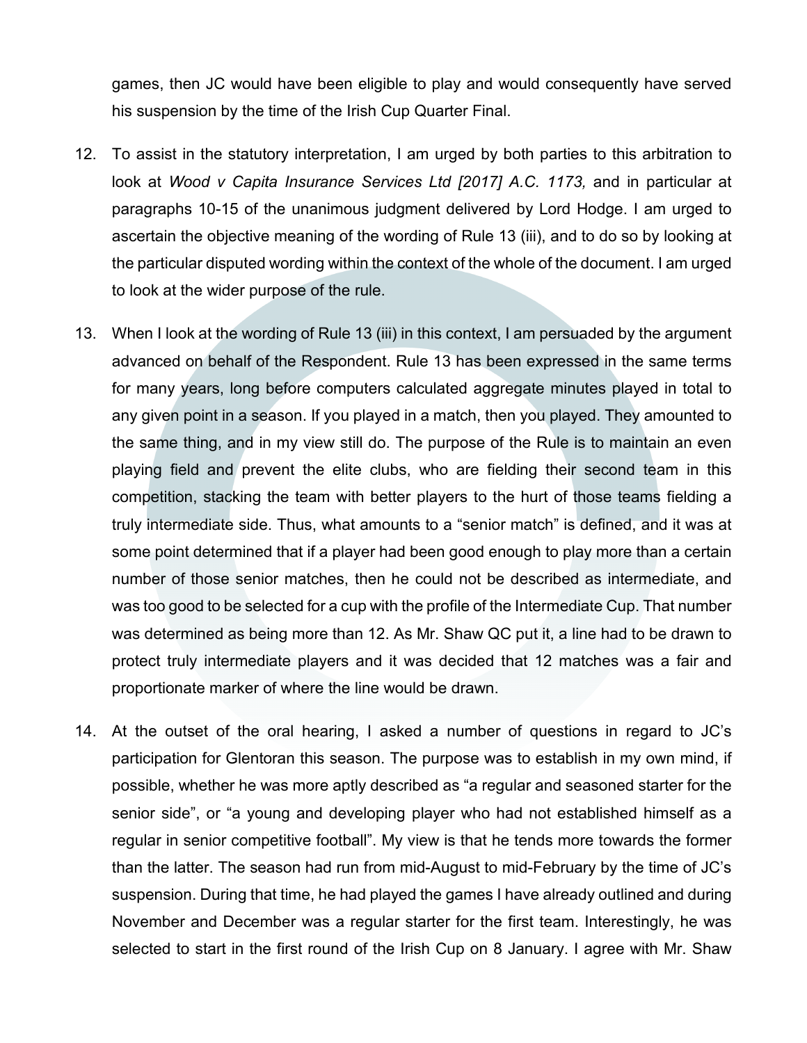games, then JC would have been eligible to play and would consequently have served his suspension by the time of the Irish Cup Quarter Final.

12. To assist in the statutory interpretation, I am urged by both parties to this arbitration to look at *Wood v Capita Insurance Services Ltd [2017] A.C. 1173,* and in particular at paragraphs 10-15 of the unanimous judgment delivered by Lord Hodge. I am urged to ascertain the objective meaning of the wording of Rule 13 (iii), and to do so by looking at the particular disputed wording within the context of the whole of the document. I am urged to look at the wider purpose of the rule.

13. When I look at the wording of Rule 13 (iii) in this context, I am persuaded by the argument advanced on behalf of the Respondent. Rule 13 has been expressed in the same terms for many years, long before computers calculated aggregate minutes played in total to any given point in a season. If you played in a match, then you played. They amounted to the same thing, and in my view still do. The purpose of the Rule is to maintain an even playing field and prevent the elite clubs, who are fielding their second team in this competition, stacking the team with better players to the hurt of those teams fielding a truly intermediate side. Thus, what amounts to a "senior match" is defined, and it was at some point determined that if a player had been good enough to play more than a certain number of those senior matches, then he could not be described as intermediate, and was too good to be selected for a cup with the profile of the Intermediate Cup. That number was determined as being more than 12. As Mr. Shaw QC put it, a line had to be drawn to protect truly intermediate players and it was decided that 12 matches was a fair and proportionate marker of where the line would be drawn.

14. At the outset of the oral hearing, I asked a number of questions in regard to JC's participation for Glentoran this season. The purpose was to establish in my own mind, if possible, whether he was more aptly described as "a regular and seasoned starter for the senior side", or "a young and developing player who had not established himself as a regular in senior competitive football". My view is that he tends more towards the former than the latter. The season had run from mid-August to mid-February by the time of JC's suspension. During that time, he had played the games I have already outlined and during November and December was a regular starter for the first team. Interestingly, he was selected to start in the first round of the Irish Cup on 8 January. I agree with Mr. Shaw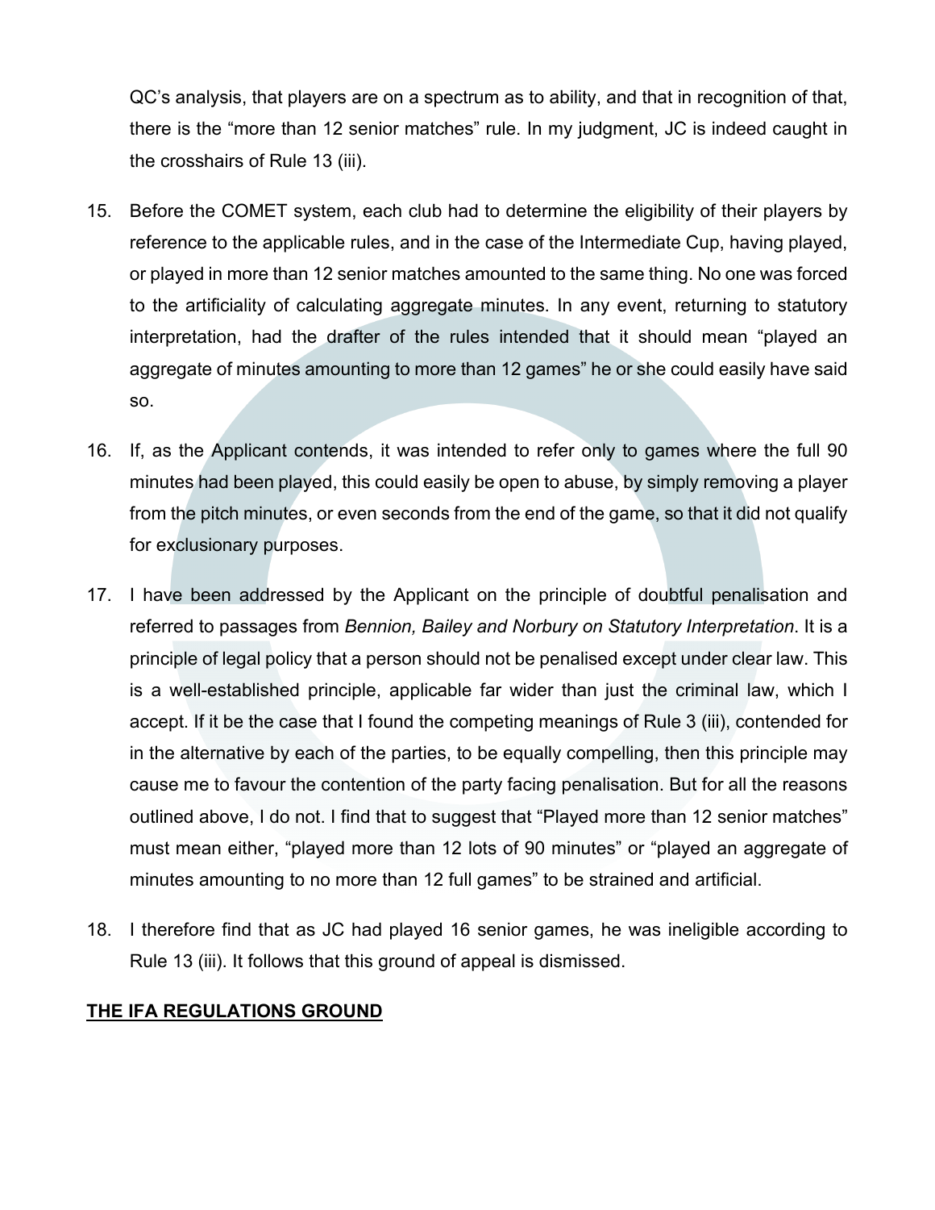QC's analysis, that players are on a spectrum as to ability, and that in recognition of that, there is the "more than 12 senior matches" rule. In my judgment, JC is indeed caught in the crosshairs of Rule 13 (iii).

15. Before the COMET system, each club had to determine the eligibility of their players by reference to the applicable rules, and in the case of the Intermediate Cup, having played, or played in more than 12 senior matches amounted to the same thing. No one was forced to the artificiality of calculating aggregate minutes. In any event, returning to statutory interpretation, had the drafter of the rules intended that it should mean "played an aggregate of minutes amounting to more than 12 games" he or she could easily have said so.

16. If, as the Applicant contends, it was intended to refer only to games where the full 90 minutes had been played, this could easily be open to abuse, by simply removing a player from the pitch minutes, or even seconds from the end of the game, so that it did not qualify for exclusionary purposes.

17. I have been addressed by the Applicant on the principle of doubtful penalisation and referred to passages from *Bennion, Bailey and Norbury on Statutory Interpretation*. It is a principle of legal policy that a person should not be penalised except under clear law. This is a well-established principle, applicable far wider than just the criminal law, which I accept. If it be the case that I found the competing meanings of Rule 3 (iii), contended for in the alternative by each of the parties, to be equally compelling, then this principle may cause me to favour the contention of the party facing penalisation. But for all the reasons outlined above, I do not. I find that to suggest that "Played more than 12 senior matches" must mean either, "played more than 12 lots of 90 minutes" or "played an aggregate of minutes amounting to no more than 12 full games" to be strained and artificial.

18. I therefore find that as JC had played 16 senior games, he was ineligible according to Rule 13 (iii). It follows that this ground of appeal is dismissed.

**THE IFA REGULATIONS GROUND**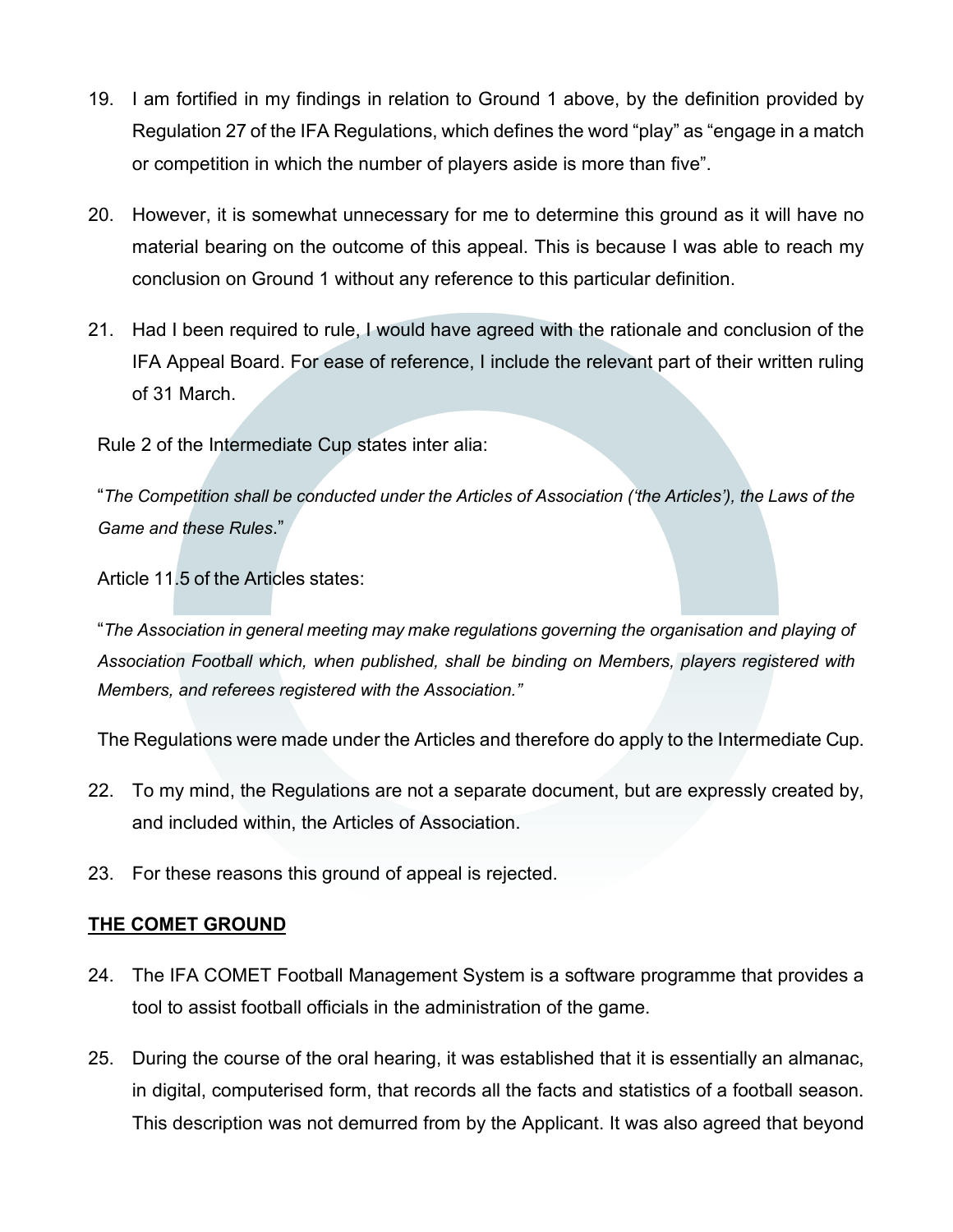19. I am fortified in my findings in relation to Ground 1 above, by the definition provided by Regulation 27 of the IFA Regulations, which defines the word "play" as "engage in a match or competition in which the number of players aside is more than five".

20. However, it is somewhat unnecessary for me to determine this ground as it will have no material bearing on the outcome of this appeal. This is because I was able to reach my conclusion on Ground 1 without any reference to this particular definition.

21. Had I been required to rule, I would have agreed with the rationale and conclusion of the IFA Appeal Board. For ease of reference, I include the relevant part of their written ruling of 31 March.

Rule 2 of the Intermediate Cup states inter alia:

"*The Competition shall be conducted under the Articles of Association ('the Articles'), the Laws of the Game and these Rules*."

Article 11.5 of the Articles states:

"*The Association in general meeting may make regulations governing the organisation and playing of Association Football which, when published, shall be binding on Members, players registered with Members, and referees registered with the Association.*"

The Regulations were made under the Articles and therefore do apply to the Intermediate Cup.

22. To my mind, the Regulations are not a separate document, but are expressly created by, and included within, the Articles of Association.

23. For these reasons this ground of appeal is rejected.

**THE COMET GROUND**

24. The IFA COMET Football Management System is a software programme that provides a tool to assist football officials in the administration of the game.

25. During the course of the oral hearing, it was established that it is essentially an almanac, in digital, computerised form, that records all the facts and statistics of a football season. This description was not demurred from by the Applicant. It was also agreed that beyond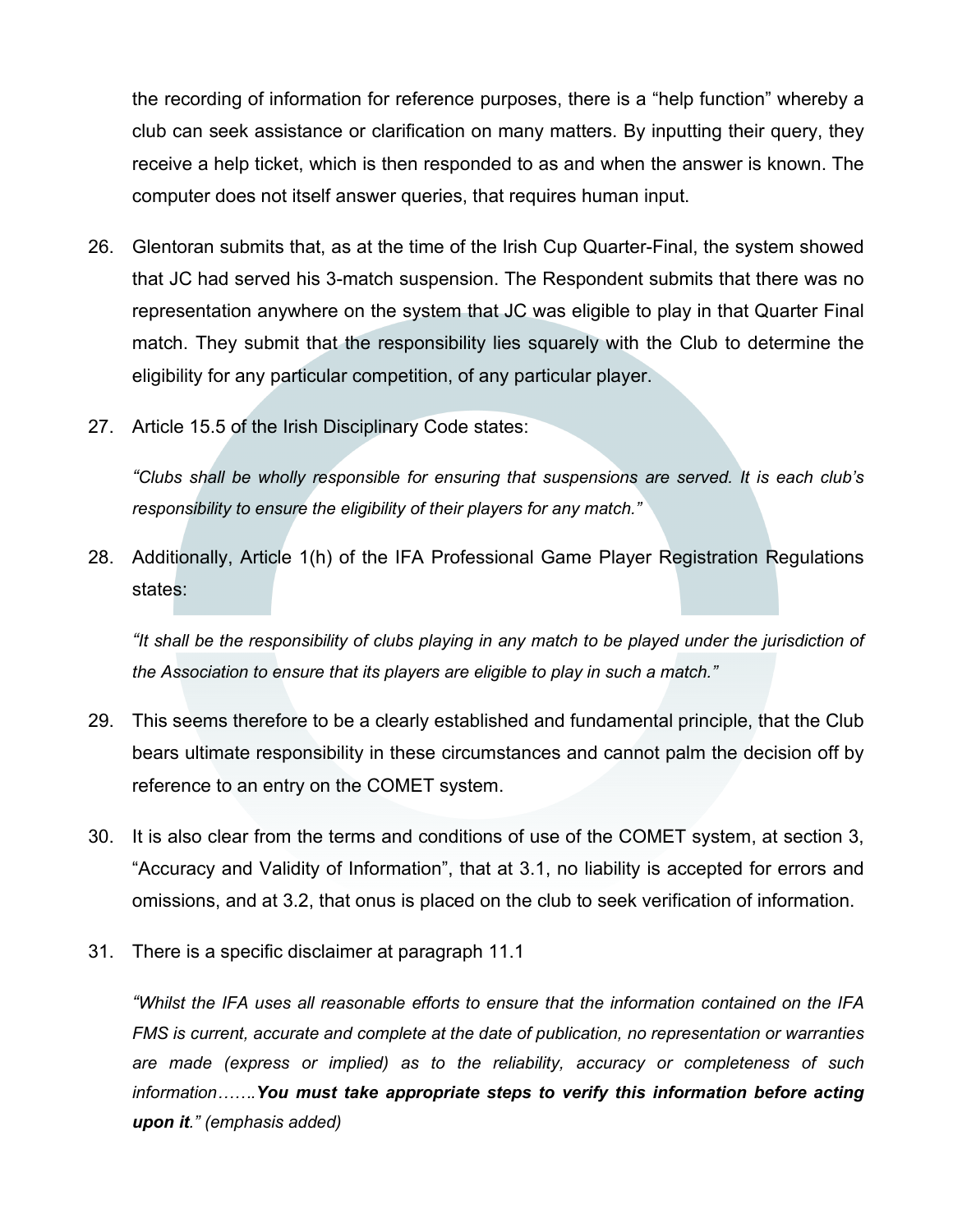the recording of information for reference purposes, there is a "help function" whereby a club can seek assistance or clarification on many matters. By inputting their query, they receive a help ticket, which is then responded to as and when the answer is known. The computer does not itself answer queries, that requires human input.

26. Glentoran submits that, as at the time of the Irish Cup Quarter-Final, the system showed that JC had served his 3-match suspension. The Respondent submits that there was no representation anywhere on the system that JC was eligible to play in that Quarter Final match. They submit that the responsibility lies squarely with the Club to determine the eligibility for any particular competition, of any particular player.

27. Article 15.5 of the Irish Disciplinary Code states:

    *"Clubs shall be wholly responsible for ensuring that suspensions are served. It is each club's responsibility to ensure the eligibility of their players for any match."*

28. Additionally, Article 1(h) of the IFA Professional Game Player Registration Regulations states:

    *"It shall be the responsibility of clubs playing in any match to be played under the jurisdiction of the Association to ensure that its players are eligible to play in such a match."*

29. This seems therefore to be a clearly established and fundamental principle, that the Club bears ultimate responsibility in these circumstances and cannot palm the decision off by reference to an entry on the COMET system.

30. It is also clear from the terms and conditions of use of the COMET system, at section 3, "Accuracy and Validity of Information", that at 3.1, no liability is accepted for errors and omissions, and at 3.2, that onus is placed on the club to seek verification of information.

31. There is a specific disclaimer at paragraph 11.1

    *"Whilst the IFA uses all reasonable efforts to ensure that the information contained on the IFA FMS is current, accurate and complete at the date of publication, no representation or warranties are made (express or implied) as to the reliability, accuracy or completeness of such information…….**You must take appropriate steps to verify this information before acting upon it**." (emphasis added)*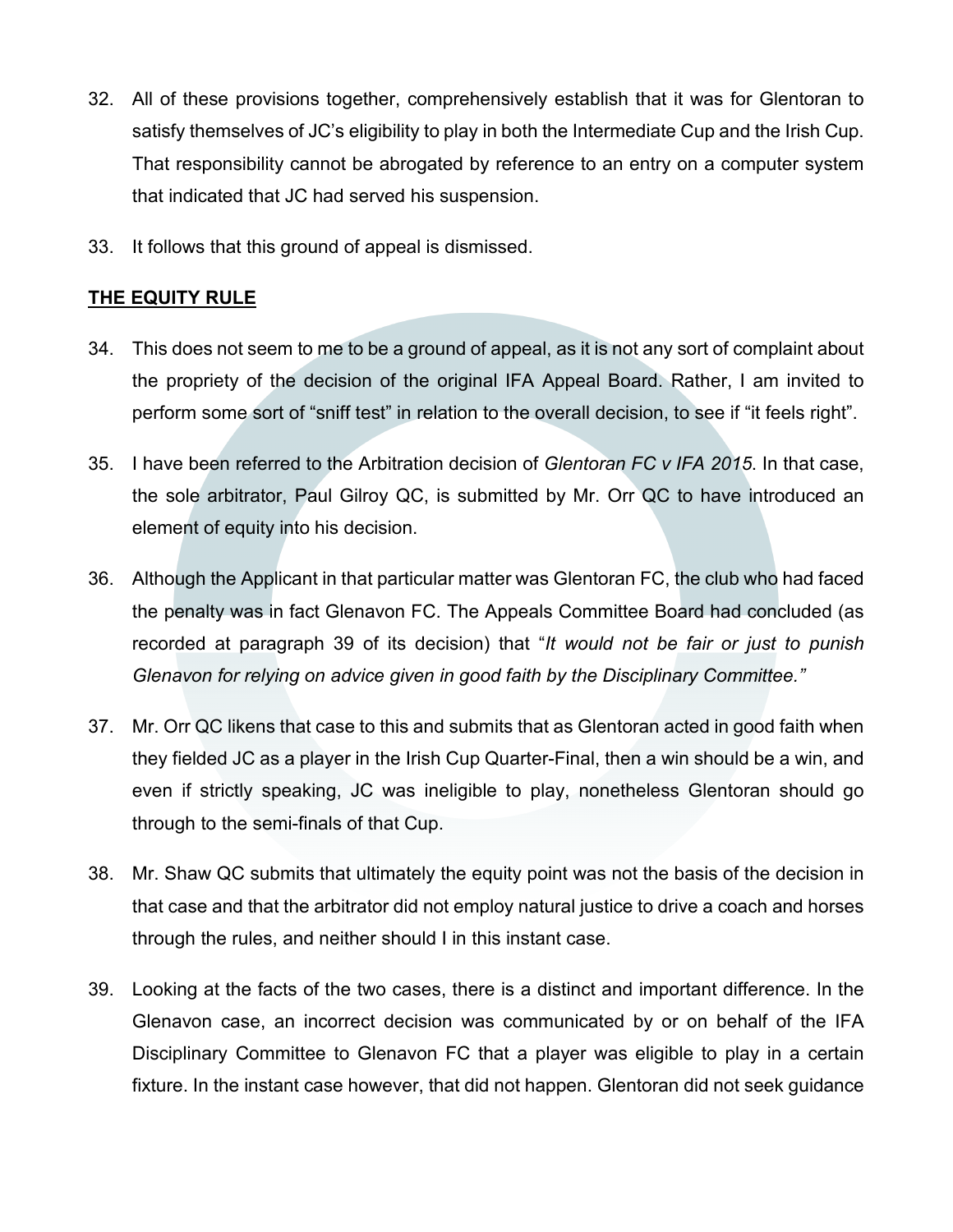32. All of these provisions together, comprehensively establish that it was for Glentoran to satisfy themselves of JC's eligibility to play in both the Intermediate Cup and the Irish Cup. That responsibility cannot be abrogated by reference to an entry on a computer system that indicated that JC had served his suspension.

33. It follows that this ground of appeal is dismissed.

**THE EQUITY RULE**

34. This does not seem to me to be a ground of appeal, as it is not any sort of complaint about the propriety of the decision of the original IFA Appeal Board. Rather, I am invited to perform some sort of "sniff test" in relation to the overall decision, to see if "it feels right".

35. I have been referred to the Arbitration decision of *Glentoran FC v IFA 2015*. In that case, the sole arbitrator, Paul Gilroy QC, is submitted by Mr. Orr QC to have introduced an element of equity into his decision.

36. Although the Applicant in that particular matter was Glentoran FC, the club who had faced the penalty was in fact Glenavon FC. The Appeals Committee Board had concluded (as recorded at paragraph 39 of its decision) that "*It would not be fair or just to punish Glenavon for relying on advice given in good faith by the Disciplinary Committee.*"

37. Mr. Orr QC likens that case to this and submits that as Glentoran acted in good faith when they fielded JC as a player in the Irish Cup Quarter-Final, then a win should be a win, and even if strictly speaking, JC was ineligible to play, nonetheless Glentoran should go through to the semi-finals of that Cup.

38. Mr. Shaw QC submits that ultimately the equity point was not the basis of the decision in that case and that the arbitrator did not employ natural justice to drive a coach and horses through the rules, and neither should I in this instant case.

39. Looking at the facts of the two cases, there is a distinct and important difference. In the Glenavon case, an incorrect decision was communicated by or on behalf of the IFA Disciplinary Committee to Glenavon FC that a player was eligible to play in a certain fixture. In the instant case however, that did not happen. Glentoran did not seek guidance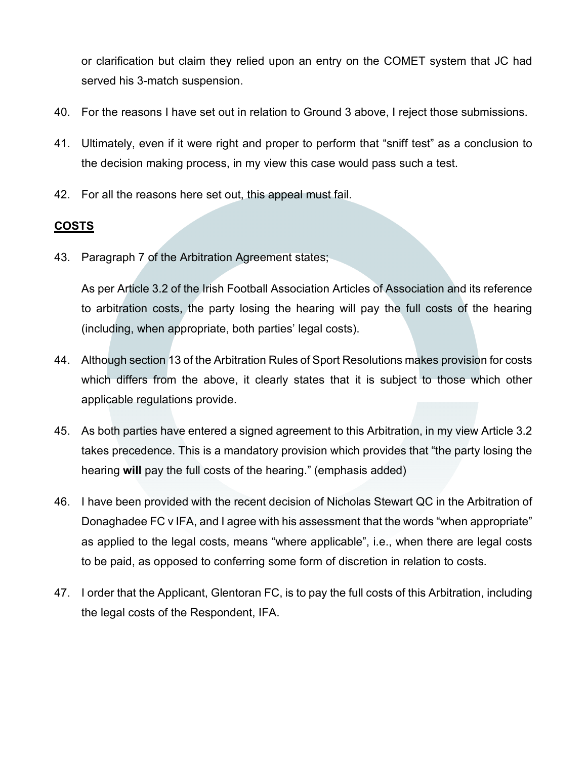or clarification but claim they relied upon an entry on the COMET system that JC had served his 3-match suspension.

40. For the reasons I have set out in relation to Ground 3 above, I reject those submissions.

41. Ultimately, even if it were right and proper to perform that "sniff test" as a conclusion to the decision making process, in my view this case would pass such a test.

42. For all the reasons here set out, this appeal must fail.

## COSTS

43. Paragraph 7 of the Arbitration Agreement states;

    As per Article 3.2 of the Irish Football Association Articles of Association and its reference to arbitration costs, the party losing the hearing will pay the full costs of the hearing (including, when appropriate, both parties' legal costs).

44. Although section 13 of the Arbitration Rules of Sport Resolutions makes provision for costs which differs from the above, it clearly states that it is subject to those which other applicable regulations provide.

45. As both parties have entered a signed agreement to this Arbitration, in my view Article 3.2 takes precedence. This is a mandatory provision which provides that "the party losing the hearing **will** pay the full costs of the hearing." (emphasis added)

46. I have been provided with the recent decision of Nicholas Stewart QC in the Arbitration of Donaghadee FC v IFA, and I agree with his assessment that the words "when appropriate" as applied to the legal costs, means "where applicable", i.e., when there are legal costs to be paid, as opposed to conferring some form of discretion in relation to costs.

47. I order that the Applicant, Glentoran FC, is to pay the full costs of this Arbitration, including the legal costs of the Respondent, IFA.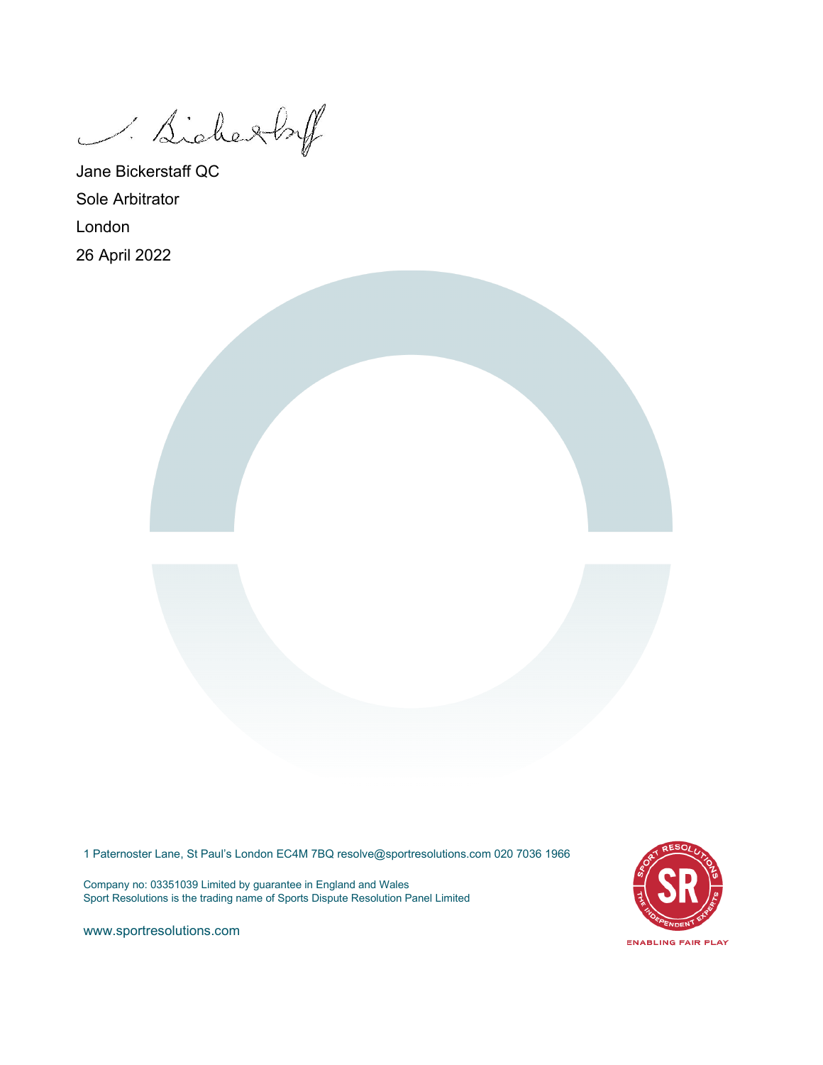Jane Bickerstaff QC

Sole Arbitrator

London

26 April 2022

1 Paternoster Lane, St Paul's London EC4M 7BQ resolve@sportresolutions.com 020 7036 1966

Company no: 03351039 Limited by guarantee in England and Wales
Sport Resolutions is the trading name of Sports Dispute Resolution Panel Limited

www.sportresolutions.com